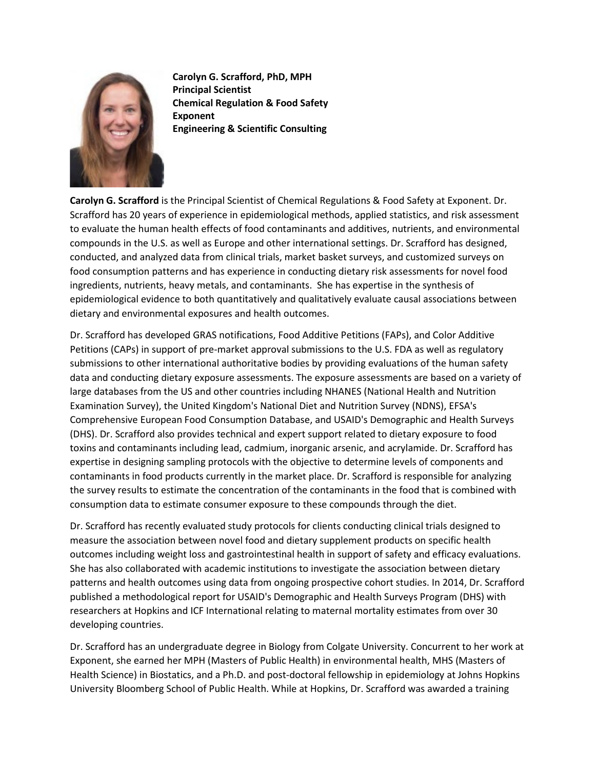**Carolyn G. Scrafford, PhD, MPH**
**Principal Scientist**
**Chemical Regulation & Food Safety**
**Exponent**
**Engineering & Scientific Consulting**

**Carolyn G. Scrafford** is the Principal Scientist of Chemical Regulations & Food Safety at Exponent. Dr. Scrafford has 20 years of experience in epidemiological methods, applied statistics, and risk assessment to evaluate the human health effects of food contaminants and additives, nutrients, and environmental compounds in the U.S. as well as Europe and other international settings. Dr. Scrafford has designed, conducted, and analyzed data from clinical trials, market basket surveys, and customized surveys on food consumption patterns and has experience in conducting dietary risk assessments for novel food ingredients, nutrients, heavy metals, and contaminants. She has expertise in the synthesis of epidemiological evidence to both quantitatively and qualitatively evaluate causal associations between dietary and environmental exposures and health outcomes.

Dr. Scrafford has developed GRAS notifications, Food Additive Petitions (FAPs), and Color Additive Petitions (CAPs) in support of pre-market approval submissions to the U.S. FDA as well as regulatory submissions to other international authoritative bodies by providing evaluations of the human safety data and conducting dietary exposure assessments. The exposure assessments are based on a variety of large databases from the US and other countries including NHANES (National Health and Nutrition Examination Survey), the United Kingdom's National Diet and Nutrition Survey (NDNS), EFSA's Comprehensive European Food Consumption Database, and USAID's Demographic and Health Surveys (DHS). Dr. Scrafford also provides technical and expert support related to dietary exposure to food toxins and contaminants including lead, cadmium, inorganic arsenic, and acrylamide. Dr. Scrafford has expertise in designing sampling protocols with the objective to determine levels of components and contaminants in food products currently in the market place. Dr. Scrafford is responsible for analyzing the survey results to estimate the concentration of the contaminants in the food that is combined with consumption data to estimate consumer exposure to these compounds through the diet.

Dr. Scrafford has recently evaluated study protocols for clients conducting clinical trials designed to measure the association between novel food and dietary supplement products on specific health outcomes including weight loss and gastrointestinal health in support of safety and efficacy evaluations. She has also collaborated with academic institutions to investigate the association between dietary patterns and health outcomes using data from ongoing prospective cohort studies. In 2014, Dr. Scrafford published a methodological report for USAID's Demographic and Health Surveys Program (DHS) with researchers at Hopkins and ICF International relating to maternal mortality estimates from over 30 developing countries.

Dr. Scrafford has an undergraduate degree in Biology from Colgate University. Concurrent to her work at Exponent, she earned her MPH (Masters of Public Health) in environmental health, MHS (Masters of Health Science) in Biostatics, and a Ph.D. and post-doctoral fellowship in epidemiology at Johns Hopkins University Bloomberg School of Public Health. While at Hopkins, Dr. Scrafford was awarded a training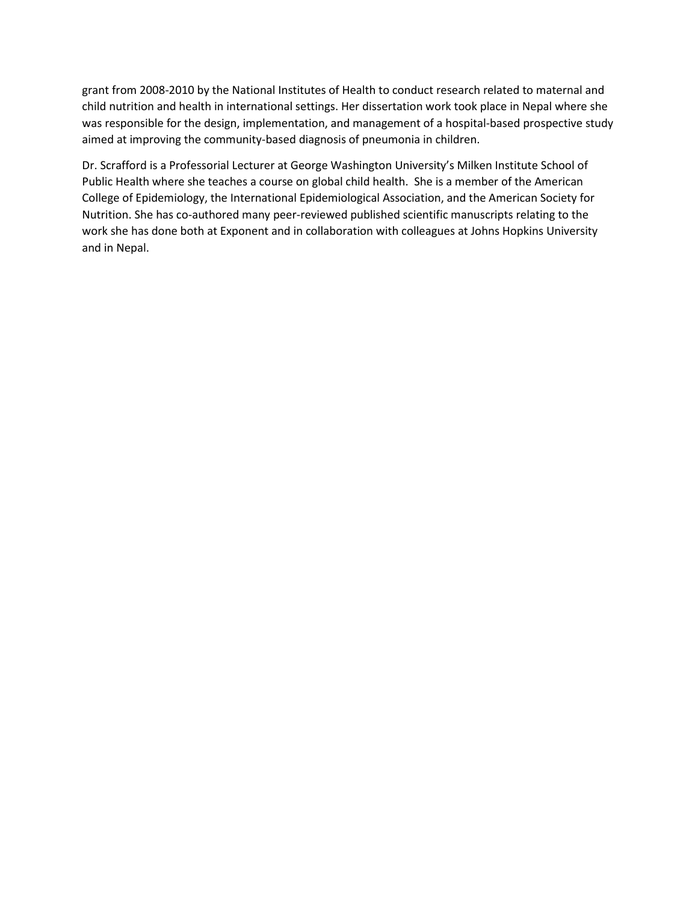grant from 2008-2010 by the National Institutes of Health to conduct research related to maternal and child nutrition and health in international settings. Her dissertation work took place in Nepal where she was responsible for the design, implementation, and management of a hospital-based prospective study aimed at improving the community-based diagnosis of pneumonia in children.

Dr. Scrafford is a Professorial Lecturer at George Washington University's Milken Institute School of Public Health where she teaches a course on global child health. She is a member of the American College of Epidemiology, the International Epidemiological Association, and the American Society for Nutrition. She has co-authored many peer-reviewed published scientific manuscripts relating to the work she has done both at Exponent and in collaboration with colleagues at Johns Hopkins University and in Nepal.